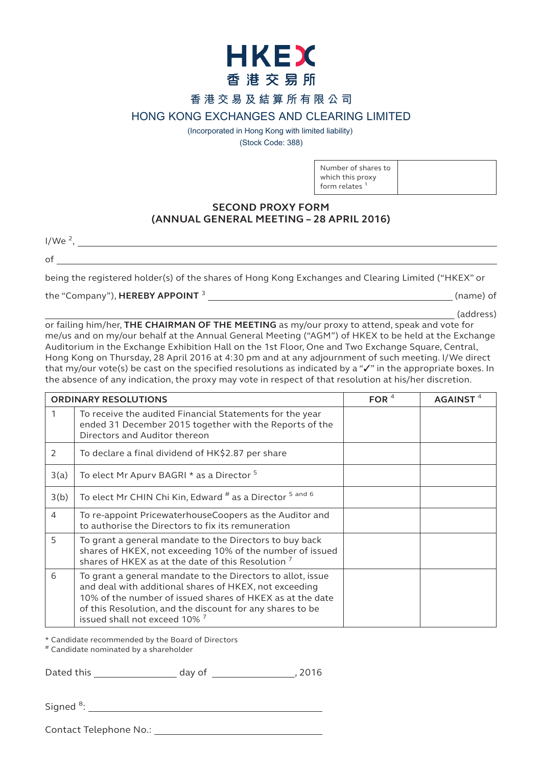# HKEX
香港交易所

## 香港交易及結算所有限公司

## HONG KONG EXCHANGES AND CLEARING LIMITED

(Incorporated in Hong Kong with limited liability)

(Stock Code: 388)

| Number of shares to which this proxy form relates [1] | |
|---|---|

## SECOND PROXY FORM
## (ANNUAL GENERAL MEETING – 28 APRIL 2016)

I/We [2], ______________________________________________

of ______________________________________________

being the registered holder(s) of the shares of Hong Kong Exchanges and Clearing Limited ("HKEX" or the "Company"), **HEREBY APPOINT** [3] ______________________ (name) of

______________________________________________ (address)

or failing him/her, **THE CHAIRMAN OF THE MEETING** as my/our proxy to attend, speak and vote for me/us and on my/our behalf at the Annual General Meeting ("AGM") of HKEX to be held at the Exchange Auditorium in the Exchange Exhibition Hall on the 1st Floor, One and Two Exchange Square, Central, Hong Kong on Thursday, 28 April 2016 at 4:30 pm and at any adjournment of such meeting. I/We direct that my/our vote(s) be cast on the specified resolutions as indicated by a "✓" in the appropriate boxes. In the absence of any indication, the proxy may vote in respect of that resolution at his/her discretion.

| ORDINARY RESOLUTIONS | | FOR [4] | AGAINST [4] |
|---|---|---|---|
| 1 | To receive the audited Financial Statements for the year ended 31 December 2015 together with the Reports of the Directors and Auditor thereon | | |
| 2 | To declare a final dividend of HK$2.87 per share | | |
| 3(a) | To elect Mr Apurv BAGRI * as a Director [5] | | |
| 3(b) | To elect Mr CHIN Chi Kin, Edward # as a Director [5 and 6] | | |
| 4 | To re-appoint PricewaterhouseCoopers as the Auditor and to authorise the Directors to fix its remuneration | | |
| 5 | To grant a general mandate to the Directors to buy back shares of HKEX, not exceeding 10% of the number of issued shares of HKEX as at the date of this Resolution [7] | | |
| 6 | To grant a general mandate to the Directors to allot, issue and deal with additional shares of HKEX, not exceeding 10% of the number of issued shares of HKEX as at the date of this Resolution, and the discount for any shares to be issued shall not exceed 10% [7] | | |

* Candidate recommended by the Board of Directors
# Candidate nominated by a shareholder

Dated this ______________ day of ______________, 2016

Signed [8]: ______________________________________

Contact Telephone No.: ______________________________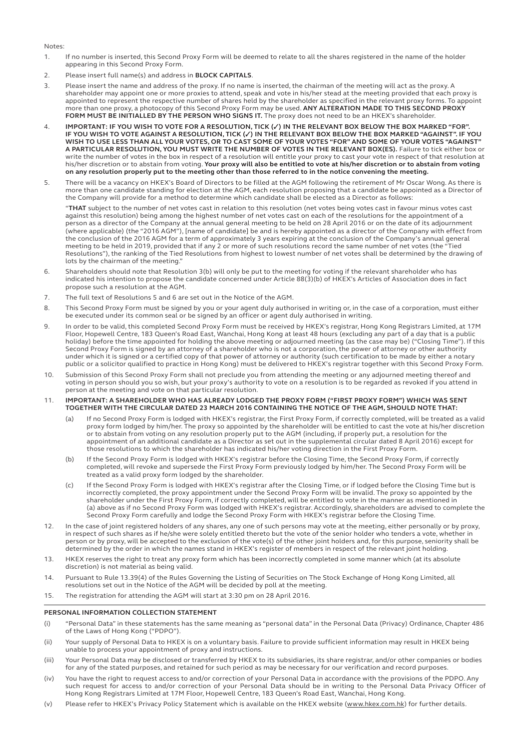Notes:

1. If no number is inserted, this Second Proxy Form will be deemed to relate to all the shares registered in the name of the holder appearing in this Second Proxy Form.
2. Please insert full name(s) and address in **BLOCK CAPITALS**.
3. Please insert the name and address of the proxy. If no name is inserted, the chairman of the meeting will act as the proxy. A shareholder may appoint one or more proxies to attend, speak and vote in his/her stead at the meeting provided that each proxy is appointed to represent the respective number of shares held by the shareholder as specified in the relevant proxy forms. To appoint more than one proxy, a photocopy of this Second Proxy Form may be used. **ANY ALTERATION MADE TO THIS SECOND PROXY FORM MUST BE INITIALLED BY THE PERSON WHO SIGNS IT.** The proxy does not need to be an HKEX's shareholder.
4. **IMPORTANT: IF YOU WISH TO VOTE FOR A RESOLUTION, TICK (✓) IN THE RELEVANT BOX BELOW THE BOX MARKED "FOR". IF YOU WISH TO VOTE AGAINST A RESOLUTION, TICK (✓) IN THE RELEVANT BOX BELOW THE BOX MARKED "AGAINST". IF YOU WISH TO USE LESS THAN ALL YOUR VOTES, OR TO CAST SOME OF YOUR VOTES "FOR" AND SOME OF YOUR VOTES "AGAINST" A PARTICULAR RESOLUTION, YOU MUST WRITE THE NUMBER OF VOTES IN THE RELEVANT BOX(ES).** Failure to tick either box or write the number of votes in the box in respect of a resolution will entitle your proxy to cast your vote in respect of that resolution at his/her discretion or to abstain from voting. **Your proxy will also be entitled to vote at his/her discretion or to abstain from voting on any resolution properly put to the meeting other than those referred to in the notice convening the meeting.**
5. There will be a vacancy on HKEX's Board of Directors to be filled at the AGM following the retirement of Mr Oscar Wong. As there is more than one candidate standing for election at the AGM, each resolution proposing that a candidate be appointed as a Director of the Company will provide for a method to determine which candidate shall be elected as a Director as follows:

   "**THAT** subject to the number of net votes cast in relation to this resolution (net votes being votes cast in favour minus votes cast against this resolution) being among the highest number of net votes cast on each of the resolutions for the appointment of a person as a director of the Company at the annual general meeting to be held on 28 April 2016 or on the date of its adjournment (where applicable) (the "2016 AGM"), [name of candidate] be and is hereby appointed as a director of the Company with effect from the conclusion of the 2016 AGM for a term of approximately 3 years expiring at the conclusion of the Company's annual general meeting to be held in 2019, provided that if any 2 or more of such resolutions record the same number of net votes (the "Tied Resolutions"), the ranking of the Tied Resolutions from highest to lowest number of net votes shall be determined by the drawing of lots by the chairman of the meeting."
6. Shareholders should note that Resolution 3(b) will only be put to the meeting for voting if the relevant shareholder who has indicated his intention to propose the candidate concerned under Article 88(3)(b) of HKEX's Articles of Association does in fact propose such a resolution at the AGM.
7. The full text of Resolutions 5 and 6 are set out in the Notice of the AGM.
8. This Second Proxy Form must be signed by you or your agent duly authorised in writing or, in the case of a corporation, must either be executed under its common seal or be signed by an officer or agent duly authorised in writing.
9. In order to be valid, this completed Second Proxy Form must be received by HKEX's registrar, Hong Kong Registrars Limited, at 17M Floor, Hopewell Centre, 183 Queen's Road East, Wanchai, Hong Kong at least 48 hours (excluding any part of a day that is a public holiday) before the time appointed for holding the above meeting or adjourned meeting (as the case may be) ("Closing Time"). If this Second Proxy Form is signed by an attorney of a shareholder who is not a corporation, the power of attorney or other authority under which it is signed or a certified copy of that power of attorney or authority (such certification to be made by either a notary public or a solicitor qualified to practice in Hong Kong) must be delivered to HKEX's registrar together with this Second Proxy Form.
10. Submission of this Second Proxy Form shall not preclude you from attending the meeting or any adjourned meeting thereof and voting in person should you so wish, but your proxy's authority to vote on a resolution is to be regarded as revoked if you attend in person at the meeting and vote on that particular resolution.
11. **IMPORTANT: A SHAREHOLDER WHO HAS ALREADY LODGED THE PROXY FORM ("FIRST PROXY FORM") WHICH WAS SENT TOGETHER WITH THE CIRCULAR DATED 23 MARCH 2016 CONTAINING THE NOTICE OF THE AGM, SHOULD NOTE THAT:**
    (a) If no Second Proxy Form is lodged with HKEX's registrar, the First Proxy Form, if correctly completed, will be treated as a valid proxy form lodged by him/her. The proxy so appointed by the shareholder will be entitled to cast the vote at his/her discretion or to abstain from voting on any resolution properly put to the AGM (including, if properly put, a resolution for the appointment of an additional candidate as a Director as set out in the supplemental circular dated 8 April 2016) except for those resolutions to which the shareholder has indicated his/her voting direction in the First Proxy Form.
    (b) If the Second Proxy Form is lodged with HKEX's registrar before the Closing Time, the Second Proxy Form, if correctly completed, will revoke and supersede the First Proxy Form previously lodged by him/her. The Second Proxy Form will be treated as a valid proxy form lodged by the shareholder.
    (c) If the Second Proxy Form is lodged with HKEX's registrar after the Closing Time, or if lodged before the Closing Time but is incorrectly completed, the proxy appointment under the Second Proxy Form will be invalid. The proxy so appointed by the shareholder under the First Proxy Form, if correctly completed, will be entitled to vote in the manner as mentioned in (a) above as if no Second Proxy Form was lodged with HKEX's registrar. Accordingly, shareholders are advised to complete the Second Proxy Form carefully and lodge the Second Proxy Form with HKEX's registrar before the Closing Time.
12. In the case of joint registered holders of any shares, any one of such persons may vote at the meeting, either personally or by proxy, in respect of such shares as if he/she were solely entitled thereto but the vote of the senior holder who tenders a vote, whether in person or by proxy, will be accepted to the exclusion of the vote(s) of the other joint holders and, for this purpose, seniority shall be determined by the order in which the names stand in HKEX's register of members in respect of the relevant joint holding.
13. HKEX reserves the right to treat any proxy form which has been incorrectly completed in some manner which (at its absolute discretion) is not material as being valid.
14. Pursuant to Rule 13.39(4) of the Rules Governing the Listing of Securities on The Stock Exchange of Hong Kong Limited, all resolutions set out in the Notice of the AGM will be decided by poll at the meeting.
15. The registration for attending the AGM will start at 3:30 pm on 28 April 2016.

## PERSONAL INFORMATION COLLECTION STATEMENT

(i) "Personal Data" in these statements has the same meaning as "personal data" in the Personal Data (Privacy) Ordinance, Chapter 486 of the Laws of Hong Kong ("PDPO").

(ii) Your supply of Personal Data to HKEX is on a voluntary basis. Failure to provide sufficient information may result in HKEX being unable to process your appointment of proxy and instructions.

(iii) Your Personal Data may be disclosed or transferred by HKEX to its subsidiaries, its share registrar, and/or other companies or bodies for any of the stated purposes, and retained for such period as may be necessary for our verification and record purposes.

(iv) You have the right to request access to and/or correction of your Personal Data in accordance with the provisions of the PDPO. Any such request for access to and/or correction of your Personal Data should be in writing to the Personal Data Privacy Officer of Hong Kong Registrars Limited at 17M Floor, Hopewell Centre, 183 Queen's Road East, Wanchai, Hong Kong.

(v) Please refer to HKEX's Privacy Policy Statement which is available on the HKEX website (www.hkex.com.hk) for further details.